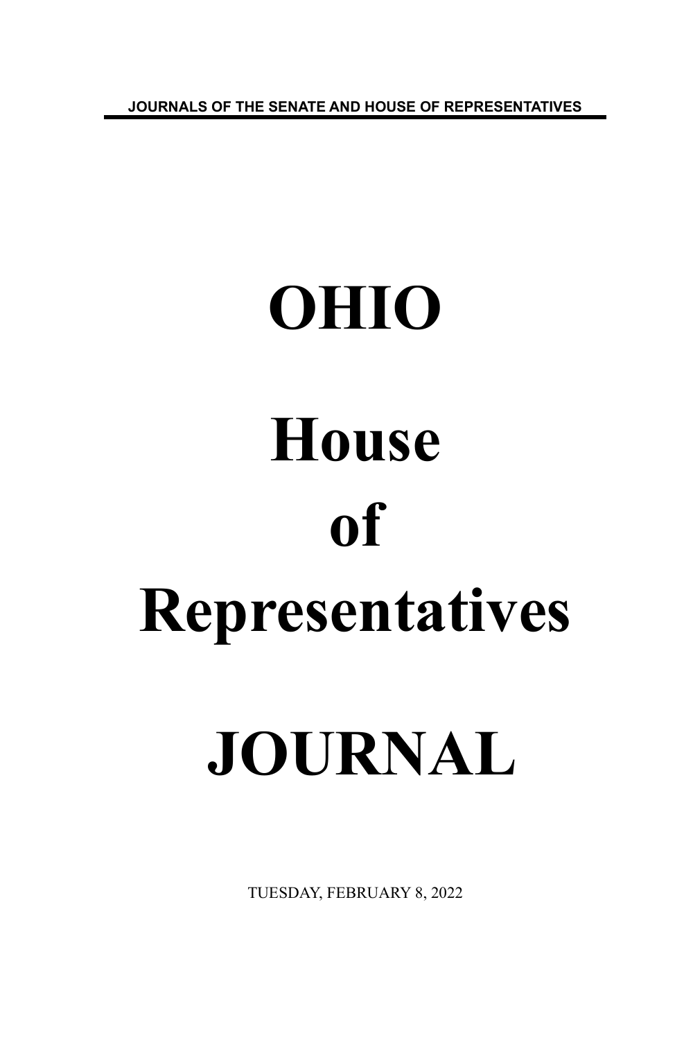JOURNALS OF THE SENATE AND HOUSE OF REPRESENTATIVES

# OHIO

# House

# of

# Representatives

# JOURNAL

TUESDAY, FEBRUARY 8, 2022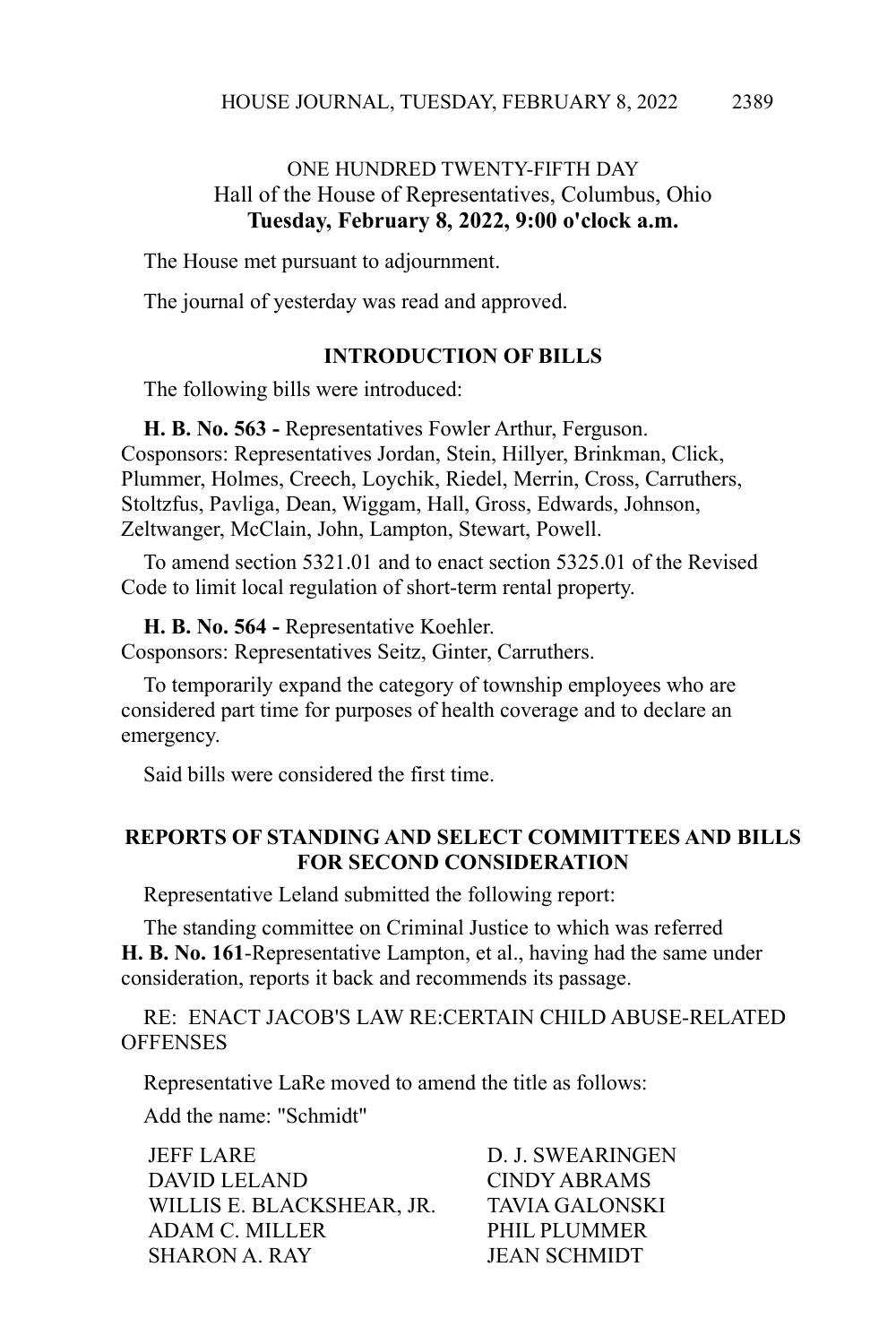ONE HUNDRED TWENTY-FIFTH DAY
Hall of the House of Representatives, Columbus, Ohio
**Tuesday, February 8, 2022, 9:00 o'clock a.m.**

The House met pursuant to adjournment.

The journal of yesterday was read and approved.

## INTRODUCTION OF BILLS

The following bills were introduced:

**H. B. No. 563 -** Representatives Fowler Arthur, Ferguson.
Cosponsors: Representatives Jordan, Stein, Hillyer, Brinkman, Click, Plummer, Holmes, Creech, Loychik, Riedel, Merrin, Cross, Carruthers, Stoltzfus, Pavliga, Dean, Wiggam, Hall, Gross, Edwards, Johnson, Zeltwanger, McClain, John, Lampton, Stewart, Powell.

To amend section 5321.01 and to enact section 5325.01 of the Revised Code to limit local regulation of short-term rental property.

**H. B. No. 564 -** Representative Koehler.
Cosponsors: Representatives Seitz, Ginter, Carruthers.

To temporarily expand the category of township employees who are considered part time for purposes of health coverage and to declare an emergency.

Said bills were considered the first time.

## REPORTS OF STANDING AND SELECT COMMITTEES AND BILLS FOR SECOND CONSIDERATION

Representative Leland submitted the following report:

The standing committee on Criminal Justice to which was referred **H. B. No. 161**-Representative Lampton, et al., having had the same under consideration, reports it back and recommends its passage.

RE: ENACT JACOB'S LAW RE:CERTAIN CHILD ABUSE-RELATED OFFENSES

Representative LaRe moved to amend the title as follows:

Add the name: "Schmidt"

JEFF LARE
DAVID LELAND
WILLIS E. BLACKSHEAR, JR.
ADAM C. MILLER
SHARON A. RAY
D. J. SWEARINGEN
CINDY ABRAMS
TAVIA GALONSKI
PHIL PLUMMER
JEAN SCHMIDT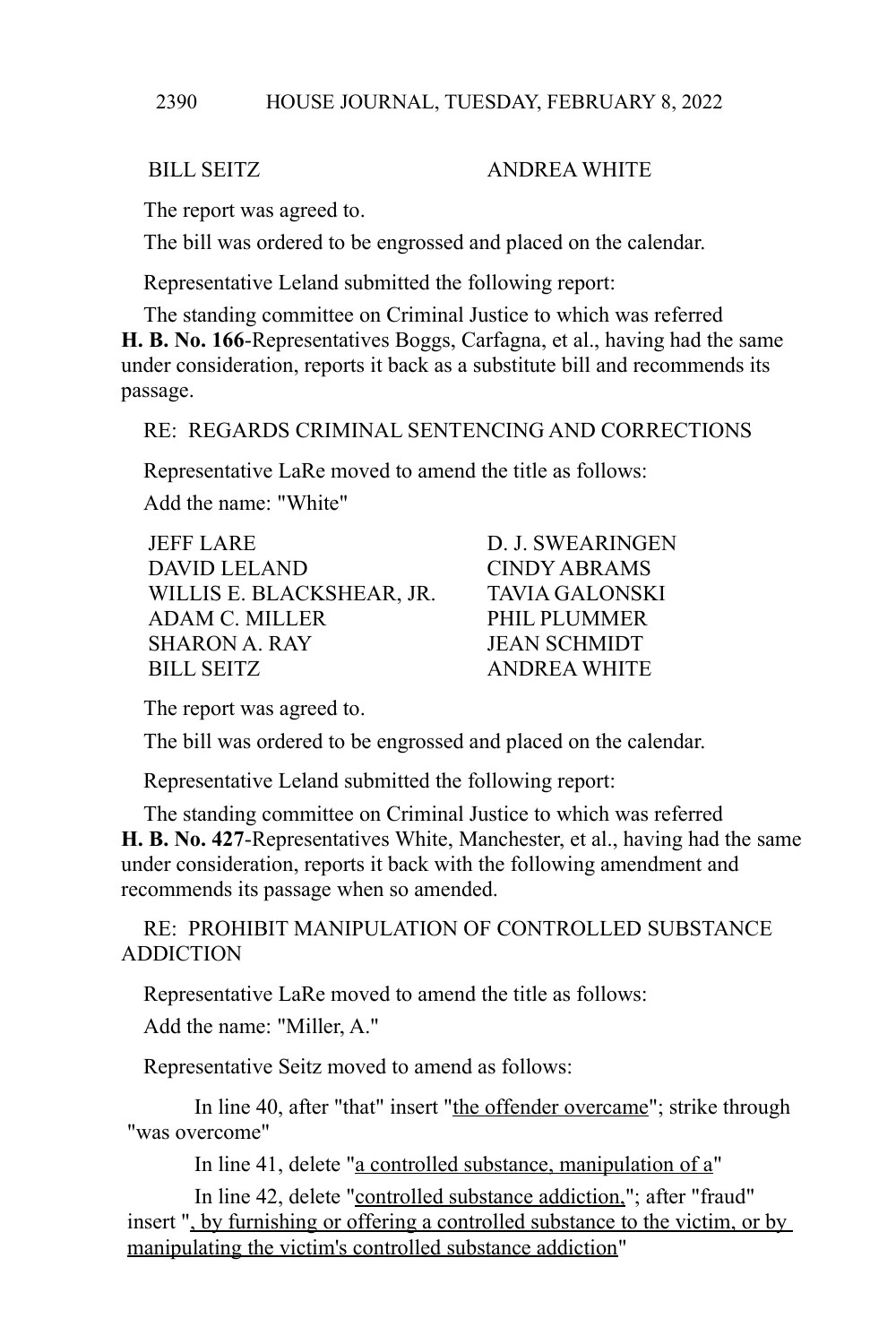BILL SEITZ ANDREA WHITE

The report was agreed to.

The bill was ordered to be engrossed and placed on the calendar.

Representative Leland submitted the following report:

The standing committee on Criminal Justice to which was referred **H. B. No. 166**-Representatives Boggs, Carfagna, et al., having had the same under consideration, reports it back as a substitute bill and recommends its passage.

RE: REGARDS CRIMINAL SENTENCING AND CORRECTIONS

Representative LaRe moved to amend the title as follows:

Add the name: "White"

| | |
|---|---|
| JEFF LARE | D. J. SWEARINGEN |
| DAVID LELAND | CINDY ABRAMS |
| WILLIS E. BLACKSHEAR, JR. | TAVIA GALONSKI |
| ADAM C. MILLER | PHIL PLUMMER |
| SHARON A. RAY | JEAN SCHMIDT |
| BILL SEITZ | ANDREA WHITE |

The report was agreed to.

The bill was ordered to be engrossed and placed on the calendar.

Representative Leland submitted the following report:

The standing committee on Criminal Justice to which was referred **H. B. No. 427**-Representatives White, Manchester, et al., having had the same under consideration, reports it back with the following amendment and recommends its passage when so amended.

RE: PROHIBIT MANIPULATION OF CONTROLLED SUBSTANCE ADDICTION

Representative LaRe moved to amend the title as follows:

Add the name: "Miller, A."

Representative Seitz moved to amend as follows:

In line 40, after "that" insert "the offender overcame"; strike through "was overcome"

In line 41, delete "a controlled substance, manipulation of a"

In line 42, delete "controlled substance addiction,"; after "fraud" insert ", by furnishing or offering a controlled substance to the victim, or by manipulating the victim's controlled substance addiction"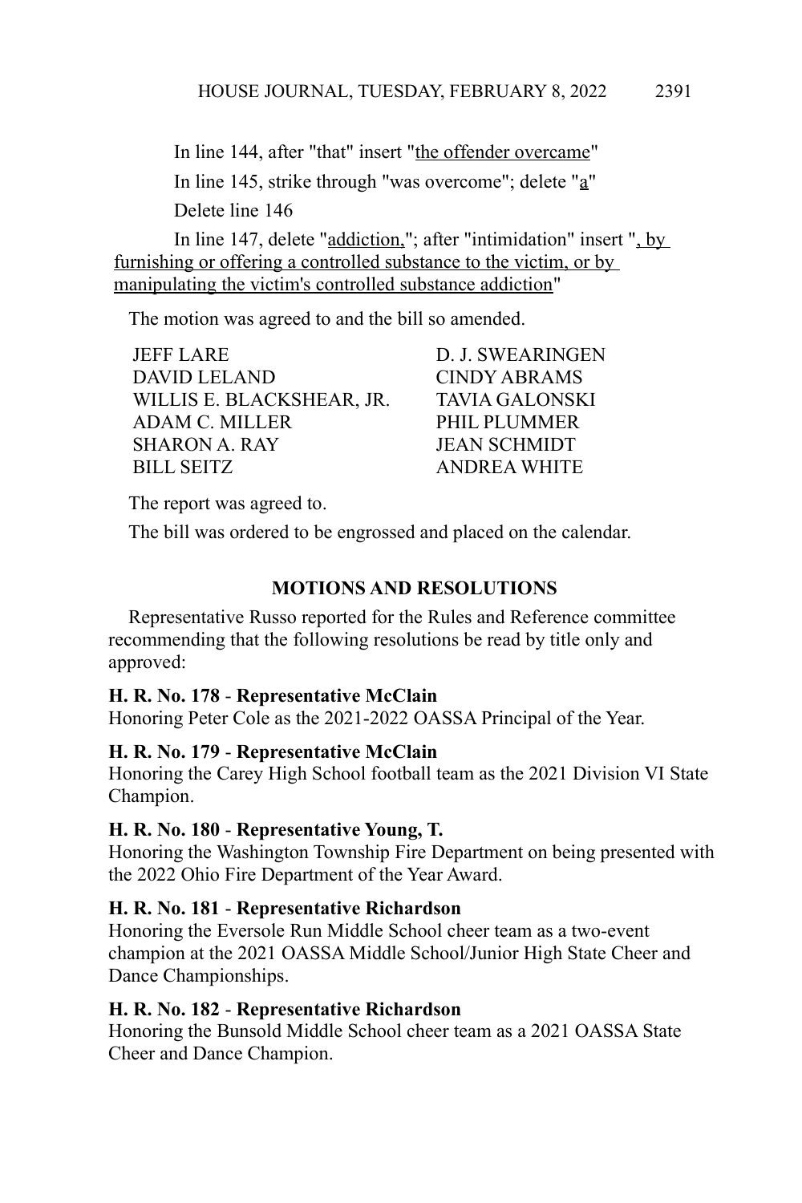In line 144, after "that" insert "<u>the offender overcame</u>"

In line 145, strike through "was overcome"; delete "<u>a</u>"

Delete line 146

In line 147, delete "<u>addiction,</u>"; after "intimidation" insert "<u>, by furnishing or offering a controlled substance to the victim, or by manipulating the victim's controlled substance addiction</u>"

The motion was agreed to and the bill so amended.

| | |
|---|---|
| JEFF LARE | D. J. SWEARINGEN |
| DAVID LELAND | CINDY ABRAMS |
| WILLIS E. BLACKSHEAR, JR. | TAVIA GALONSKI |
| ADAM C. MILLER | PHIL PLUMMER |
| SHARON A. RAY | JEAN SCHMIDT |
| BILL SEITZ | ANDREA WHITE |

The report was agreed to.

The bill was ordered to be engrossed and placed on the calendar.

## MOTIONS AND RESOLUTIONS

Representative Russo reported for the Rules and Reference committee recommending that the following resolutions be read by title only and approved:

**H. R. No. 178** - **Representative McClain**
Honoring Peter Cole as the 2021-2022 OASSA Principal of the Year.

**H. R. No. 179** - **Representative McClain**
Honoring the Carey High School football team as the 2021 Division VI State Champion.

**H. R. No. 180** - **Representative Young, T.**
Honoring the Washington Township Fire Department on being presented with the 2022 Ohio Fire Department of the Year Award.

**H. R. No. 181** - **Representative Richardson**
Honoring the Eversole Run Middle School cheer team as a two-event champion at the 2021 OASSA Middle School/Junior High State Cheer and Dance Championships.

**H. R. No. 182** - **Representative Richardson**
Honoring the Bunsold Middle School cheer team as a 2021 OASSA State Cheer and Dance Champion.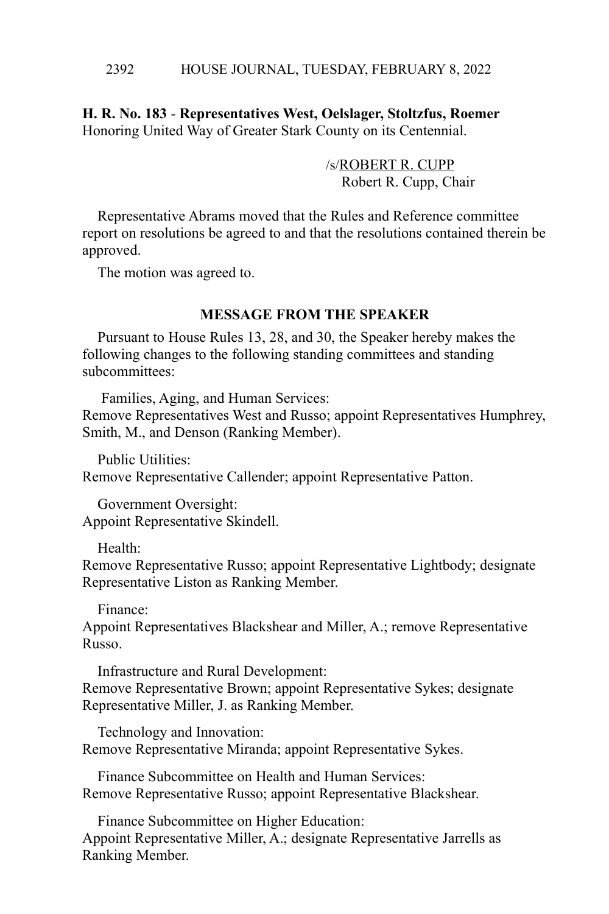**H. R. No. 183** - **Representatives West, Oelslager, Stoltzfus, Roemer**
Honoring United Way of Greater Stark County on its Centennial.

/s/ROBERT R. CUPP
Robert R. Cupp, Chair

Representative Abrams moved that the Rules and Reference committee report on resolutions be agreed to and that the resolutions contained therein be approved.

The motion was agreed to.

## MESSAGE FROM THE SPEAKER

Pursuant to House Rules 13, 28, and 30, the Speaker hereby makes the following changes to the following standing committees and standing subcommittees:

Families, Aging, and Human Services:
Remove Representatives West and Russo; appoint Representatives Humphrey, Smith, M., and Denson (Ranking Member).

Public Utilities:
Remove Representative Callender; appoint Representative Patton.

Government Oversight:
Appoint Representative Skindell.

Health:
Remove Representative Russo; appoint Representative Lightbody; designate Representative Liston as Ranking Member.

Finance:
Appoint Representatives Blackshear and Miller, A.; remove Representative Russo.

Infrastructure and Rural Development:
Remove Representative Brown; appoint Representative Sykes; designate Representative Miller, J. as Ranking Member.

Technology and Innovation:
Remove Representative Miranda; appoint Representative Sykes.

Finance Subcommittee on Health and Human Services:
Remove Representative Russo; appoint Representative Blackshear.

Finance Subcommittee on Higher Education:
Appoint Representative Miller, A.; designate Representative Jarrells as Ranking Member.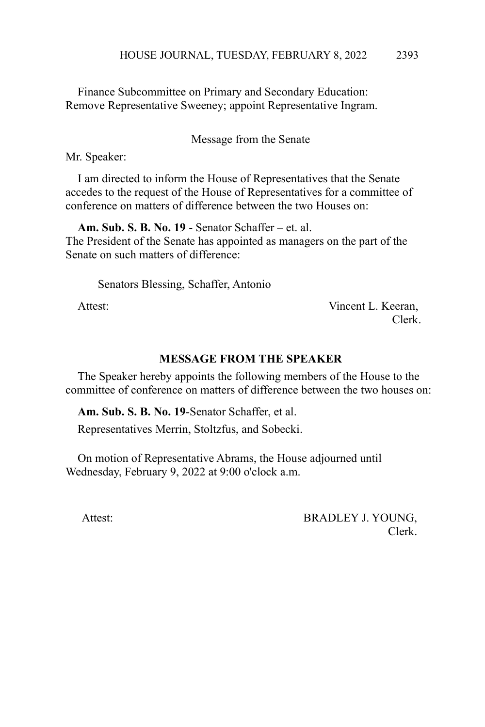Finance Subcommittee on Primary and Secondary Education:
Remove Representative Sweeney; appoint Representative Ingram.

Message from the Senate

Mr. Speaker:

I am directed to inform the House of Representatives that the Senate accedes to the request of the House of Representatives for a committee of conference on matters of difference between the two Houses on:

**Am. Sub. S. B. No. 19** - Senator Schaffer – et. al.
The President of the Senate has appointed as managers on the part of the Senate on such matters of difference:

Senators Blessing, Schaffer, Antonio

Attest: Vincent L. Keeran,
Clerk.

**MESSAGE FROM THE SPEAKER**

The Speaker hereby appoints the following members of the House to the committee of conference on matters of difference between the two houses on:

**Am. Sub. S. B. No. 19**-Senator Schaffer, et al.

Representatives Merrin, Stoltzfus, and Sobecki.

On motion of Representative Abrams, the House adjourned until Wednesday, February 9, 2022 at 9:00 o'clock a.m.

Attest: BRADLEY J. YOUNG,
Clerk.